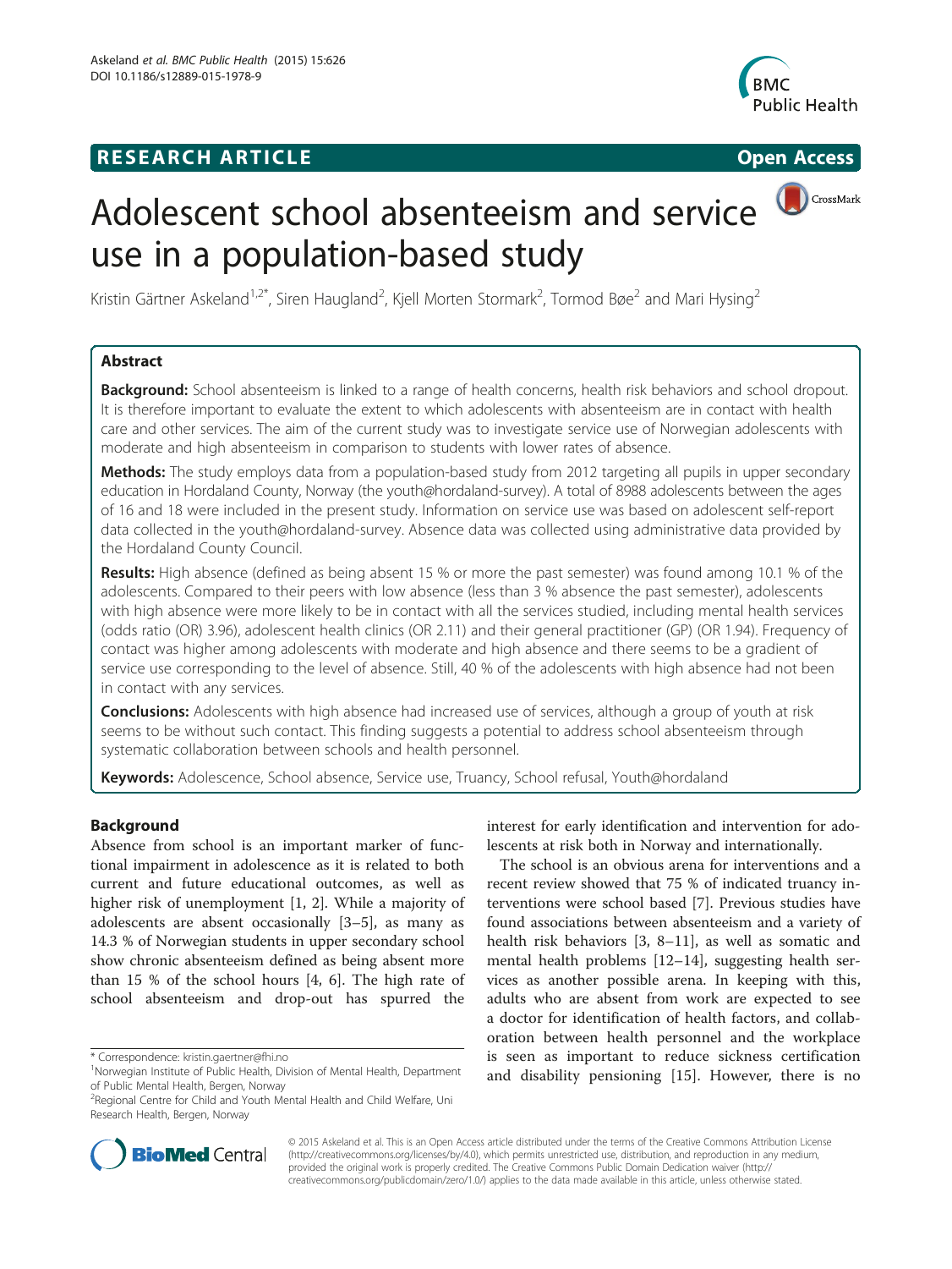**RESEARCH ARTICLE** **Open Access**

# Adolescent school absenteeism and service use in a population-based study

Kristin Gärtner Askeland[1,2*], Siren Haugland[2], Kjell Morten Stormark[2], Tormod Bøe[2] and Mari Hysing[2]

## Abstract

**Background:** School absenteeism is linked to a range of health concerns, health risk behaviors and school dropout. It is therefore important to evaluate the extent to which adolescents with absenteeism are in contact with health care and other services. The aim of the current study was to investigate service use of Norwegian adolescents with moderate and high absenteeism in comparison to students with lower rates of absence.

**Methods:** The study employs data from a population-based study from 2012 targeting all pupils in upper secondary education in Hordaland County, Norway (the youth@hordaland-survey). A total of 8988 adolescents between the ages of 16 and 18 were included in the present study. Information on service use was based on adolescent self-report data collected in the youth@hordaland-survey. Absence data was collected using administrative data provided by the Hordaland County Council.

**Results:** High absence (defined as being absent 15 % or more the past semester) was found among 10.1 % of the adolescents. Compared to their peers with low absence (less than 3 % absence the past semester), adolescents with high absence were more likely to be in contact with all the services studied, including mental health services (odds ratio (OR) 3.96), adolescent health clinics (OR 2.11) and their general practitioner (GP) (OR 1.94). Frequency of contact was higher among adolescents with moderate and high absence and there seems to be a gradient of service use corresponding to the level of absence. Still, 40 % of the adolescents with high absence had not been in contact with any services.

**Conclusions:** Adolescents with high absence had increased use of services, although a group of youth at risk seems to be without such contact. This finding suggests a potential to address school absenteeism through systematic collaboration between schools and health personnel.

**Keywords:** Adolescence, School absence, Service use, Truancy, School refusal, Youth@hordaland

## Background

Absence from school is an important marker of functional impairment in adolescence as it is related to both current and future educational outcomes, as well as higher risk of unemployment [1, 2]. While a majority of adolescents are absent occasionally [3–5], as many as 14.3 % of Norwegian students in upper secondary school show chronic absenteeism defined as being absent more than 15 % of the school hours [4, 6]. The high rate of school absenteeism and drop-out has spurred the interest for early identification and intervention for adolescents at risk both in Norway and internationally.

The school is an obvious arena for interventions and a recent review showed that 75 % of indicated truancy interventions were school based [7]. Previous studies have found associations between absenteeism and a variety of health risk behaviors [3, 8–11], as well as somatic and mental health problems [12–14], suggesting health services as another possible arena. In keeping with this, adults who are absent from work are expected to see a doctor for identification of health factors, and collaboration between health personnel and the workplace is seen as important to reduce sickness certification and disability pensioning [15]. However, there is no

\* Correspondence: kristin.gaertner@fhi.no
[1]Norwegian Institute of Public Health, Division of Mental Health, Department of Public Mental Health, Bergen, Norway
[2]Regional Centre for Child and Youth Mental Health and Child Welfare, Uni Research Health, Bergen, Norway

© 2015 Askeland et al. This is an Open Access article distributed under the terms of the Creative Commons Attribution License (http://creativecommons.org/licenses/by/4.0), which permits unrestricted use, distribution, and reproduction in any medium, provided the original work is properly credited. The Creative Commons Public Domain Dedication waiver (http://creativecommons.org/publicdomain/zero/1.0/) applies to the data made available in this article, unless otherwise stated.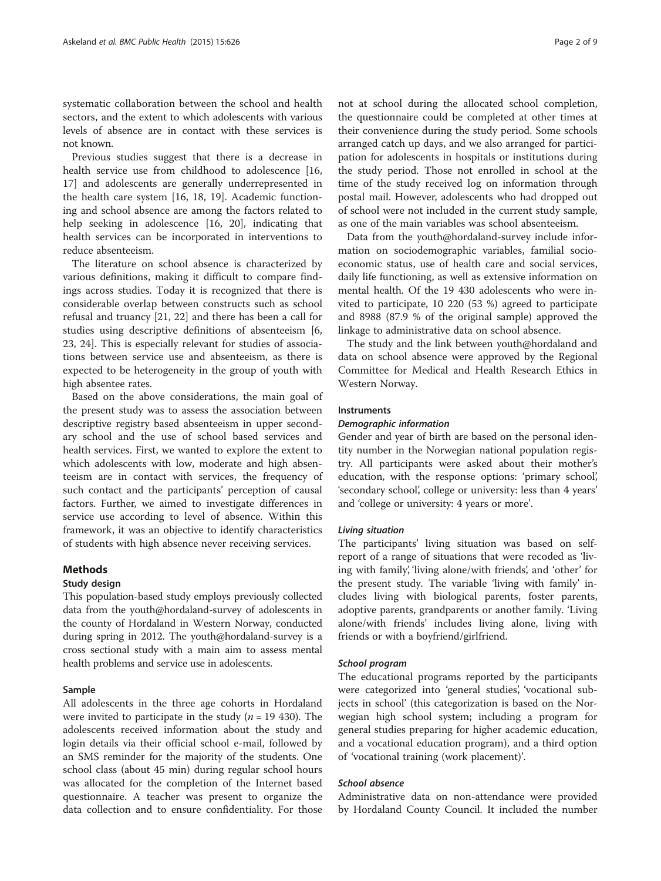systematic collaboration between the school and health sectors, and the extent to which adolescents with various levels of absence are in contact with these services is not known.

Previous studies suggest that there is a decrease in health service use from childhood to adolescence [16, 17] and adolescents are generally underrepresented in the health care system [16, 18, 19]. Academic functioning and school absence are among the factors related to help seeking in adolescence [16, 20], indicating that health services can be incorporated in interventions to reduce absenteeism.

The literature on school absence is characterized by various definitions, making it difficult to compare findings across studies. Today it is recognized that there is considerable overlap between constructs such as school refusal and truancy [21, 22] and there has been a call for studies using descriptive definitions of absenteeism [6, 23, 24]. This is especially relevant for studies of associations between service use and absenteeism, as there is expected to be heterogeneity in the group of youth with high absentee rates.

Based on the above considerations, the main goal of the present study was to assess the association between descriptive registry based absenteeism in upper secondary school and the use of school based services and health services. First, we wanted to explore the extent to which adolescents with low, moderate and high absenteeism are in contact with services, the frequency of such contact and the participants' perception of causal factors. Further, we aimed to investigate differences in service use according to level of absence. Within this framework, it was an objective to identify characteristics of students with high absence never receiving services.

## Methods

### Study design

This population-based study employs previously collected data from the youth@hordaland-survey of adolescents in the county of Hordaland in Western Norway, conducted during spring in 2012. The youth@hordaland-survey is a cross sectional study with a main aim to assess mental health problems and service use in adolescents.

### Sample

All adolescents in the three age cohorts in Hordaland were invited to participate in the study ($n$ = 19 430). The adolescents received information about the study and login details via their official school e-mail, followed by an SMS reminder for the majority of the students. One school class (about 45 min) during regular school hours was allocated for the completion of the Internet based questionnaire. A teacher was present to organize the data collection and to ensure confidentiality. For those not at school during the allocated school completion, the questionnaire could be completed at other times at their convenience during the study period. Some schools arranged catch up days, and we also arranged for participation for adolescents in hospitals or institutions during the study period. Those not enrolled in school at the time of the study received log on information through postal mail. However, adolescents who had dropped out of school were not included in the current study sample, as one of the main variables was school absenteeism.

Data from the youth@hordaland-survey include information on sociodemographic variables, familial socioeconomic status, use of health care and social services, daily life functioning, as well as extensive information on mental health. Of the 19 430 adolescents who were invited to participate, 10 220 (53 %) agreed to participate and 8988 (87.9 % of the original sample) approved the linkage to administrative data on school absence.

The study and the link between youth@hordaland and data on school absence were approved by the Regional Committee for Medical and Health Research Ethics in Western Norway.

### Instruments

#### *Demographic information*

Gender and year of birth are based on the personal identity number in the Norwegian national population registry. All participants were asked about their mother's education, with the response options: 'primary school', 'secondary school', college or university: less than 4 years' and 'college or university: 4 years or more'.

#### *Living situation*

The participants' living situation was based on self-report of a range of situations that were recoded as 'living with family', 'living alone/with friends', and 'other' for the present study. The variable 'living with family' includes living with biological parents, foster parents, adoptive parents, grandparents or another family. 'Living alone/with friends' includes living alone, living with friends or with a boyfriend/girlfriend.

#### *School program*

The educational programs reported by the participants were categorized into 'general studies', 'vocational subjects in school' (this categorization is based on the Norwegian high school system; including a program for general studies preparing for higher academic education, and a vocational education program), and a third option of 'vocational training (work placement)'.

#### *School absence*

Administrative data on non-attendance were provided by Hordaland County Council. It included the number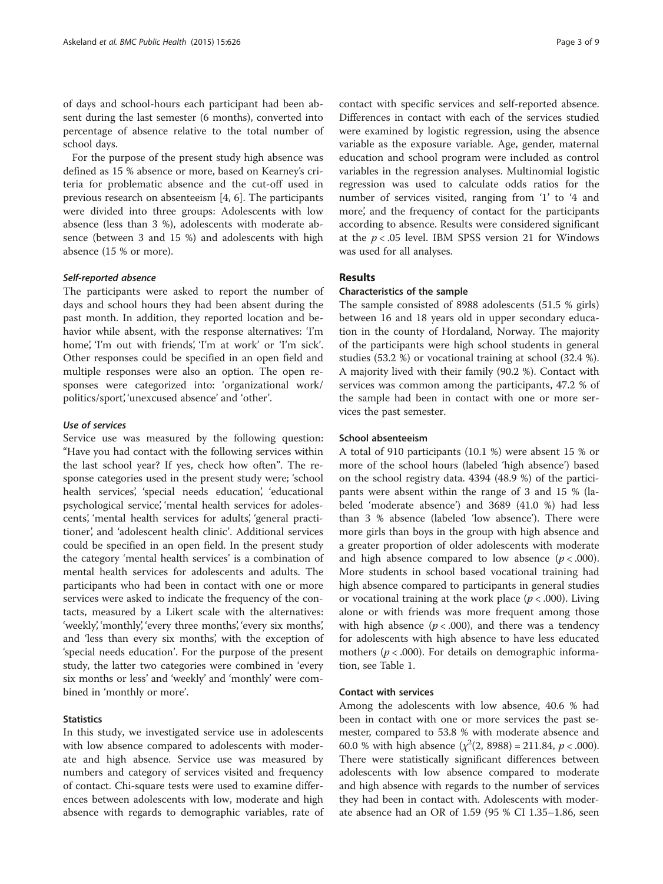of days and school-hours each participant had been absent during the last semester (6 months), converted into percentage of absence relative to the total number of school days.

For the purpose of the present study high absence was defined as 15 % absence or more, based on Kearney's criteria for problematic absence and the cut-off used in previous research on absenteeism [4, 6]. The participants were divided into three groups: Adolescents with low absence (less than 3 %), adolescents with moderate absence (between 3 and 15 %) and adolescents with high absence (15 % or more).

#### *Self-reported absence*

The participants were asked to report the number of days and school hours they had been absent during the past month. In addition, they reported location and behavior while absent, with the response alternatives: 'I'm home', 'I'm out with friends', 'I'm at work' or 'I'm sick'. Other responses could be specified in an open field and multiple responses were also an option. The open responses were categorized into: 'organizational work/politics/sport', 'unexcused absence' and 'other'.

#### *Use of services*

Service use was measured by the following question: "Have you had contact with the following services within the last school year? If yes, check how often". The response categories used in the present study were; 'school health services', 'special needs education', 'educational psychological service', 'mental health services for adolescents', 'mental health services for adults', 'general practitioner', and 'adolescent health clinic'. Additional services could be specified in an open field. In the present study the category 'mental health services' is a combination of mental health services for adolescents and adults. The participants who had been in contact with one or more services were asked to indicate the frequency of the contacts, measured by a Likert scale with the alternatives: 'weekly', 'monthly', 'every three months', 'every six months', and 'less than every six months', with the exception of 'special needs education'. For the purpose of the present study, the latter two categories were combined in 'every six months or less' and 'weekly' and 'monthly' were combined in 'monthly or more'.

### Statistics

In this study, we investigated service use in adolescents with low absence compared to adolescents with moderate and high absence. Service use was measured by numbers and category of services visited and frequency of contact. Chi-square tests were used to examine differences between adolescents with low, moderate and high absence with regards to demographic variables, rate of contact with specific services and self-reported absence. Differences in contact with each of the services studied were examined by logistic regression, using the absence variable as the exposure variable. Age, gender, maternal education and school program were included as control variables in the regression analyses. Multinomial logistic regression was used to calculate odds ratios for the number of services visited, ranging from '1' to '4 and more', and the frequency of contact for the participants according to absence. Results were considered significant at the $p < .05$ level. IBM SPSS version 21 for Windows was used for all analyses.

## Results

### Characteristics of the sample

The sample consisted of 8988 adolescents (51.5 % girls) between 16 and 18 years old in upper secondary education in the county of Hordaland, Norway. The majority of the participants were high school students in general studies (53.2 %) or vocational training at school (32.4 %). A majority lived with their family (90.2 %). Contact with services was common among the participants, 47.2 % of the sample had been in contact with one or more services the past semester.

### School absenteeism

A total of 910 participants (10.1 %) were absent 15 % or more of the school hours (labeled 'high absence') based on the school registry data. 4394 (48.9 %) of the participants were absent within the range of 3 and 15 % (labeled 'moderate absence') and 3689 (41.0 %) had less than 3 % absence (labeled 'low absence'). There were more girls than boys in the group with high absence and a greater proportion of older adolescents with moderate and high absence compared to low absence ($p < .000$). More students in school based vocational training had high absence compared to participants in general studies or vocational training at the work place ($p < .000$). Living alone or with friends was more frequent among those with high absence ($p < .000$), and there was a tendency for adolescents with high absence to have less educated mothers ($p < .000$). For details on demographic information, see Table 1.

### Contact with services

Among the adolescents with low absence, 40.6 % had been in contact with one or more services the past semester, compared to 53.8 % with moderate absence and 60.0 % with high absence ($\chi^2(2, 8988) = 211.84$, $p < .000$). There were statistically significant differences between adolescents with low absence compared to moderate and high absence with regards to the number of services they had been in contact with. Adolescents with moderate absence had an OR of 1.59 (95 % CI 1.35–1.86, seen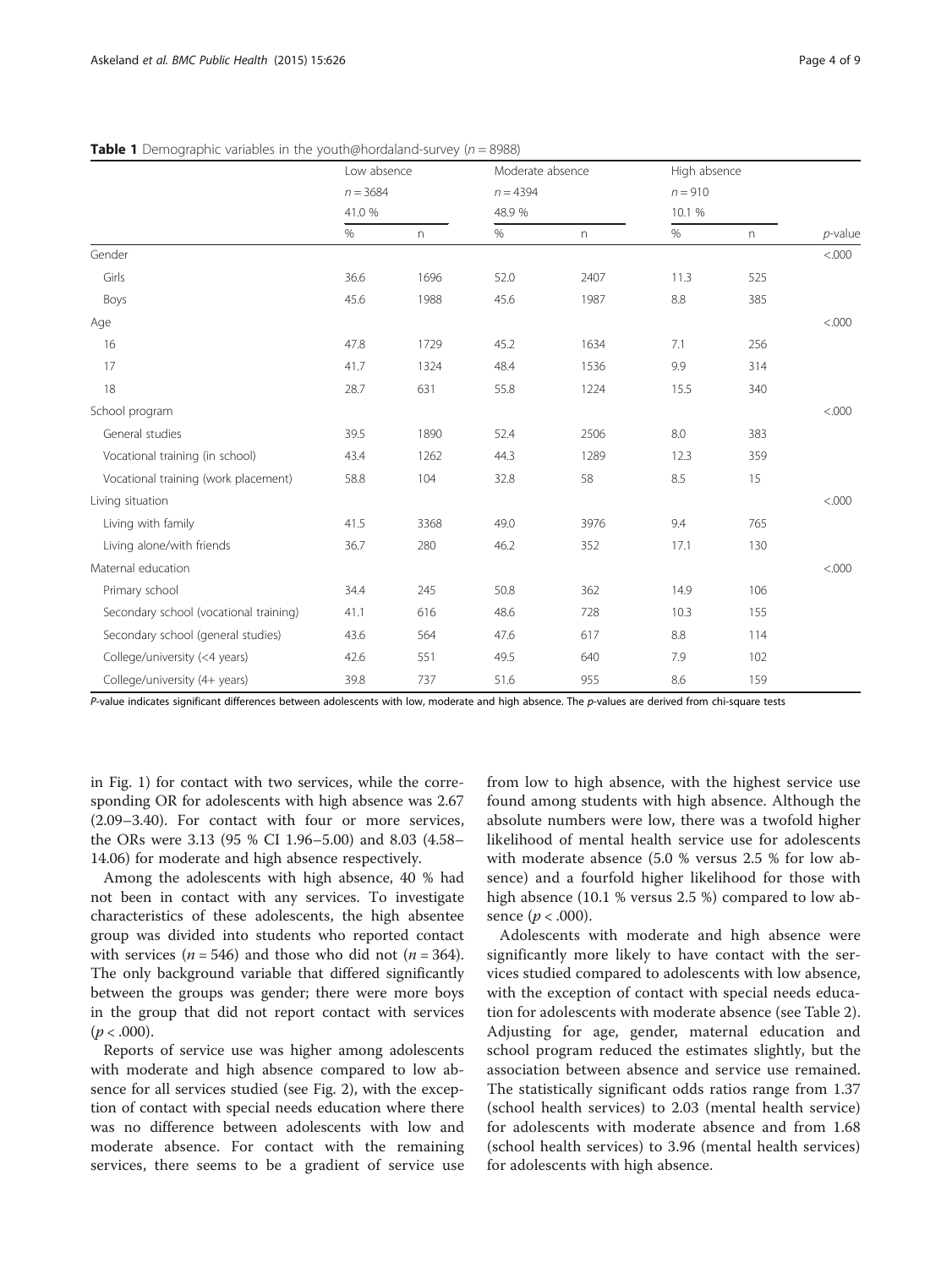**Table 1** Demographic variables in the youth@hordaland-survey ($n$ = 8988)

| | Low absence $n$ = 3684 41.0 % | | Moderate absence $n$ = 4394 48.9 % | | High absence $n$ = 910 10.1 % | | |
|---|---|---|---|---|---|---|---|
| | % | n | % | n | % | n | *p*-value |
| Gender | | | | | | | <.000 |
| Girls | 36.6 | 1696 | 52.0 | 2407 | 11.3 | 525 | |
| Boys | 45.6 | 1988 | 45.6 | 1987 | 8.8 | 385 | |
| Age | | | | | | | <.000 |
| 16 | 47.8 | 1729 | 45.2 | 1634 | 7.1 | 256 | |
| 17 | 41.7 | 1324 | 48.4 | 1536 | 9.9 | 314 | |
| 18 | 28.7 | 631 | 55.8 | 1224 | 15.5 | 340 | |
| School program | | | | | | | <.000 |
| General studies | 39.5 | 1890 | 52.4 | 2506 | 8.0 | 383 | |
| Vocational training (in school) | 43.4 | 1262 | 44.3 | 1289 | 12.3 | 359 | |
| Vocational training (work placement) | 58.8 | 104 | 32.8 | 58 | 8.5 | 15 | |
| Living situation | | | | | | | <.000 |
| Living with family | 41.5 | 3368 | 49.0 | 3976 | 9.4 | 765 | |
| Living alone/with friends | 36.7 | 280 | 46.2 | 352 | 17.1 | 130 | |
| Maternal education | | | | | | | <.000 |
| Primary school | 34.4 | 245 | 50.8 | 362 | 14.9 | 106 | |
| Secondary school (vocational training) | 41.1 | 616 | 48.6 | 728 | 10.3 | 155 | |
| Secondary school (general studies) | 43.6 | 564 | 47.6 | 617 | 8.8 | 114 | |
| College/university (<4 years) | 42.6 | 551 | 49.5 | 640 | 7.9 | 102 | |
| College/university (4+ years) | 39.8 | 737 | 51.6 | 955 | 8.6 | 159 | |

*P*-value indicates significant differences between adolescents with low, moderate and high absence. The *p*-values are derived from chi-square tests

in Fig. 1) for contact with two services, while the corresponding OR for adolescents with high absence was 2.67 (2.09–3.40). For contact with four or more services, the ORs were 3.13 (95 % CI 1.96–5.00) and 8.03 (4.58–14.06) for moderate and high absence respectively.

Among the adolescents with high absence, 40 % had not been in contact with any services. To investigate characteristics of these adolescents, the high absentee group was divided into students who reported contact with services ($n$ = 546) and those who did not ($n$ = 364). The only background variable that differed significantly between the groups was gender; there were more boys in the group that did not report contact with services ($p$ < .000).

Reports of service use was higher among adolescents with moderate and high absence compared to low absence for all services studied (see Fig. 2), with the exception of contact with special needs education where there was no difference between adolescents with low and moderate absence. For contact with the remaining services, there seems to be a gradient of service use from low to high absence, with the highest service use found among students with high absence. Although the absolute numbers were low, there was a twofold higher likelihood of mental health service use for adolescents with moderate absence (5.0 % versus 2.5 % for low absence) and a fourfold higher likelihood for those with high absence (10.1 % versus 2.5 %) compared to low absence ($p$ < .000).

Adolescents with moderate and high absence were significantly more likely to have contact with the services studied compared to adolescents with low absence, with the exception of contact with special needs education for adolescents with moderate absence (see Table 2). Adjusting for age, gender, maternal education and school program reduced the estimates slightly, but the association between absence and service use remained. The statistically significant odds ratios range from 1.37 (school health services) to 2.03 (mental health service) for adolescents with moderate absence and from 1.68 (school health services) to 3.96 (mental health services) for adolescents with high absence.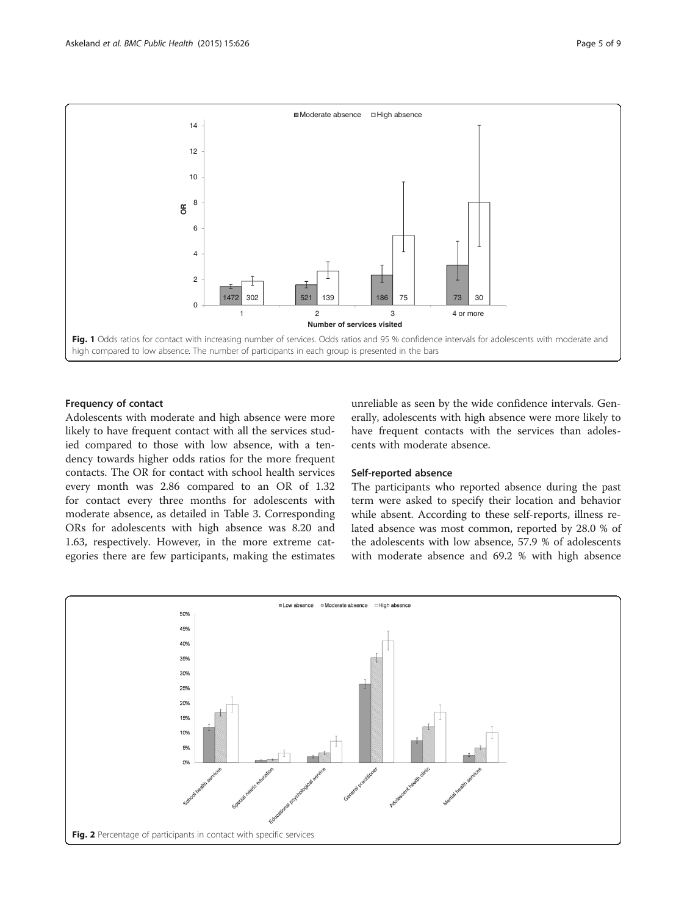Fig. 1 Odds ratios for contact with increasing number of services. Odds ratios and 95 % confidence intervals for adolescents with moderate and high compared to low absence. The number of participants in each group is presented in the bars

#### Frequency of contact

Adolescents with moderate and high absence were more likely to have frequent contact with all the services studied compared to those with low absence, with a tendency towards higher odds ratios for the more frequent contacts. The OR for contact with school health services every month was 2.86 compared to an OR of 1.32 for contact every three months for adolescents with moderate absence, as detailed in Table 3. Corresponding ORs for adolescents with high absence was 8.20 and 1.63, respectively. However, in the more extreme categories there are few participants, making the estimates unreliable as seen by the wide confidence intervals. Generally, adolescents with high absence were more likely to have frequent contacts with the services than adolescents with moderate absence.

#### Self-reported absence

The participants who reported absence during the past term were asked to specify their location and behavior while absent. According to these self-reports, illness related absence was most common, reported by 28.0 % of the adolescents with low absence, 57.9 % of adolescents with moderate absence and 69.2 % with high absence

Fig. 2 Percentage of participants in contact with specific services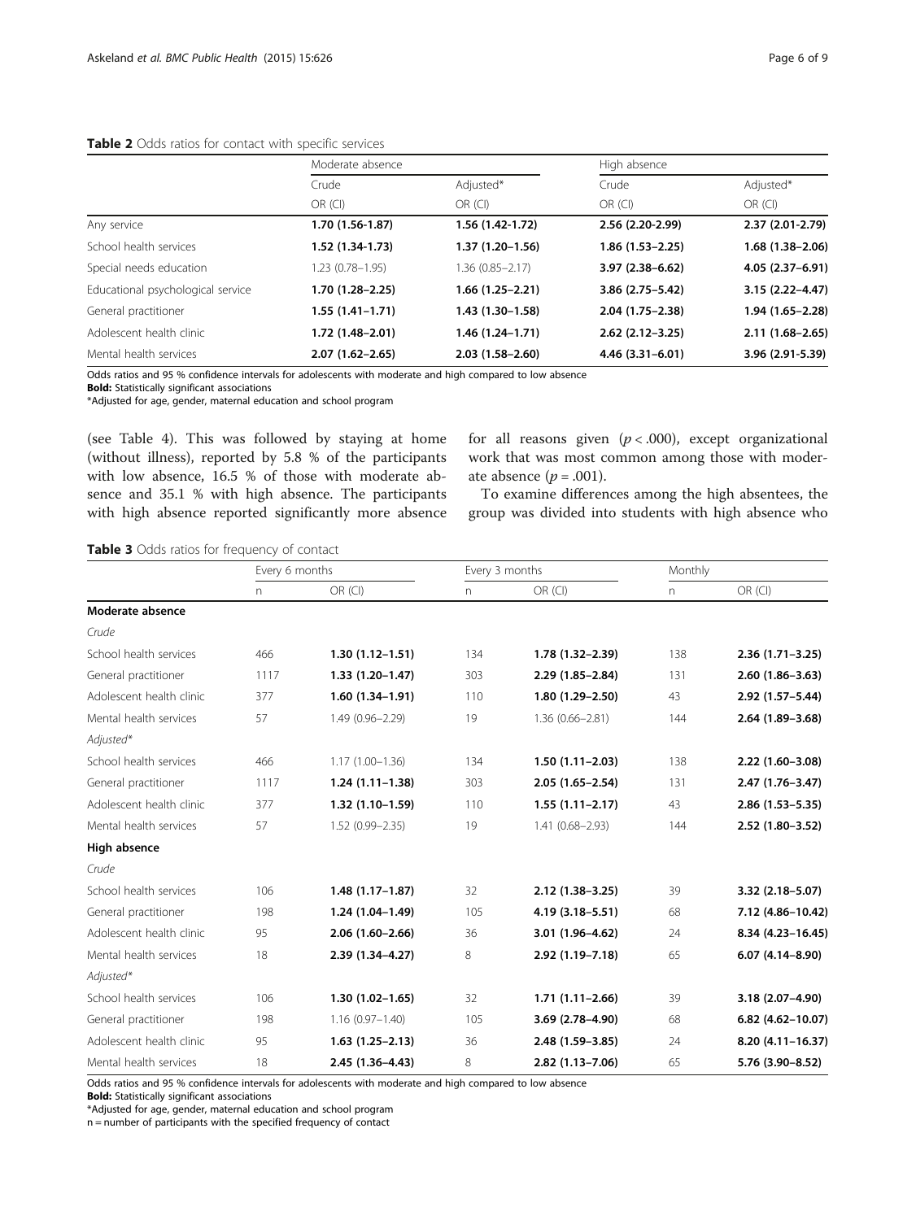**Table 2** Odds ratios for contact with specific services

| | Moderate absence | | High absence | |
|---|---|---|---|---|
| | Crude | Adjusted* | Crude | Adjusted* |
| | OR (CI) | OR (CI) | OR (CI) | OR (CI) |
| Any service | **1.70 (1.56-1.87)** | **1.56 (1.42-1.72)** | **2.56 (2.20-2.99)** | **2.37 (2.01-2.79)** |
| School health services | **1.52 (1.34-1.73)** | **1.37 (1.20–1.56)** | **1.86 (1.53–2.25)** | **1.68 (1.38–2.06)** |
| Special needs education | 1.23 (0.78–1.95) | 1.36 (0.85–2.17) | **3.97 (2.38–6.62)** | **4.05 (2.37–6.91)** |
| Educational psychological service | **1.70 (1.28–2.25)** | **1.66 (1.25–2.21)** | **3.86 (2.75–5.42)** | **3.15 (2.22–4.47)** |
| General practitioner | **1.55 (1.41–1.71)** | **1.43 (1.30–1.58)** | **2.04 (1.75–2.38)** | **1.94 (1.65–2.28)** |
| Adolescent health clinic | **1.72 (1.48–2.01)** | **1.46 (1.24–1.71)** | **2.62 (2.12–3.25)** | **2.11 (1.68–2.65)** |
| Mental health services | **2.07 (1.62–2.65)** | **2.03 (1.58–2.60)** | **4.46 (3.31–6.01)** | **3.96 (2.91-5.39)** |

Odds ratios and 95 % confidence intervals for adolescents with moderate and high compared to low absence
**Bold:** Statistically significant associations
*Adjusted for age, gender, maternal education and school program

(see Table 4). This was followed by staying at home (without illness), reported by 5.8 % of the participants with low absence, 16.5 % of those with moderate absence and 35.1 % with high absence. The participants with high absence reported significantly more absence for all reasons given ($p < .000$), except organizational work that was most common among those with moderate absence ($p = .001$).

To examine differences among the high absentees, the group was divided into students with high absence who

**Table 3** Odds ratios for frequency of contact

| | Every 6 months | | Every 3 months | | Monthly | |
|---|---|---|---|---|---|---|
| | n | OR (CI) | n | OR (CI) | n | OR (CI) |
| **Moderate absence** | | | | | | |
| *Crude* | | | | | | |
| School health services | 466 | **1.30 (1.12–1.51)** | 134 | **1.78 (1.32–2.39)** | 138 | **2.36 (1.71–3.25)** |
| General practitioner | 1117 | **1.33 (1.20–1.47)** | 303 | **2.29 (1.85–2.84)** | 131 | **2.60 (1.86–3.63)** |
| Adolescent health clinic | 377 | **1.60 (1.34–1.91)** | 110 | **1.80 (1.29–2.50)** | 43 | **2.92 (1.57–5.44)** |
| Mental health services | 57 | 1.49 (0.96–2.29) | 19 | 1.36 (0.66–2.81) | 144 | **2.64 (1.89–3.68)** |
| *Adjusted** | | | | | | |
| School health services | 466 | 1.17 (1.00–1.36) | 134 | **1.50 (1.11–2.03)** | 138 | **2.22 (1.60–3.08)** |
| General practitioner | 1117 | **1.24 (1.11–1.38)** | 303 | **2.05 (1.65–2.54)** | 131 | **2.47 (1.76–3.47)** |
| Adolescent health clinic | 377 | **1.32 (1.10–1.59)** | 110 | **1.55 (1.11–2.17)** | 43 | **2.86 (1.53–5.35)** |
| Mental health services | 57 | 1.52 (0.99–2.35) | 19 | 1.41 (0.68–2.93) | 144 | **2.52 (1.80–3.52)** |
| **High absence** | | | | | | |
| *Crude* | | | | | | |
| School health services | 106 | **1.48 (1.17–1.87)** | 32 | **2.12 (1.38–3.25)** | 39 | **3.32 (2.18–5.07)** |
| General practitioner | 198 | **1.24 (1.04–1.49)** | 105 | **4.19 (3.18–5.51)** | 68 | **7.12 (4.86–10.42)** |
| Adolescent health clinic | 95 | **2.06 (1.60–2.66)** | 36 | **3.01 (1.96–4.62)** | 24 | **8.34 (4.23–16.45)** |
| Mental health services | 18 | **2.39 (1.34–4.27)** | 8 | **2.92 (1.19–7.18)** | 65 | **6.07 (4.14–8.90)** |
| *Adjusted** | | | | | | |
| School health services | 106 | **1.30 (1.02–1.65)** | 32 | **1.71 (1.11–2.66)** | 39 | **3.18 (2.07–4.90)** |
| General practitioner | 198 | 1.16 (0.97–1.40) | 105 | **3.69 (2.78–4.90)** | 68 | **6.82 (4.62–10.07)** |
| Adolescent health clinic | 95 | **1.63 (1.25–2.13)** | 36 | **2.48 (1.59–3.85)** | 24 | **8.20 (4.11–16.37)** |
| Mental health services | 18 | **2.45 (1.36–4.43)** | 8 | **2.82 (1.13–7.06)** | 65 | **5.76 (3.90–8.52)** |

Odds ratios and 95 % confidence intervals for adolescents with moderate and high compared to low absence
**Bold:** Statistically significant associations
*Adjusted for age, gender, maternal education and school program
n = number of participants with the specified frequency of contact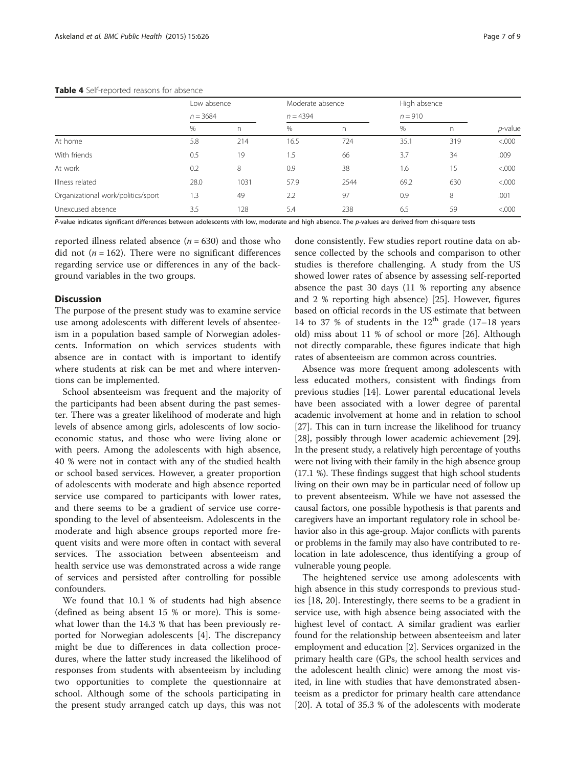**Table 4** Self-reported reasons for absence

| | Low absence | | Moderate absence | | High absence | | |
|---|---|---|---|---|---|---|---|
| | $n = 3684$ | | $n = 4394$ | | $n = 910$ | | |
| | % | n | % | n | % | n | *p*-value |
| At home | 5.8 | 214 | 16.5 | 724 | 35.1 | 319 | <.000 |
| With friends | 0.5 | 19 | 1.5 | 66 | 3.7 | 34 | .009 |
| At work | 0.2 | 8 | 0.9 | 38 | 1.6 | 15 | <.000 |
| Illness related | 28.0 | 1031 | 57.9 | 2544 | 69.2 | 630 | <.000 |
| Organizational work/politics/sport | 1.3 | 49 | 2.2 | 97 | 0.9 | 8 | .001 |
| Unexcused absence | 3.5 | 128 | 5.4 | 238 | 6.5 | 59 | <.000 |

*P*-value indicates significant differences between adolescents with low, moderate and high absence. The *p*-values are derived from chi-square tests

reported illness related absence ($n = 630$) and those who did not ($n = 162$). There were no significant differences regarding service use or differences in any of the background variables in the two groups.

## Discussion

The purpose of the present study was to examine service use among adolescents with different levels of absenteeism in a population based sample of Norwegian adolescents. Information on which services students with absence are in contact with is important to identify where students at risk can be met and where interventions can be implemented.

School absenteeism was frequent and the majority of the participants had been absent during the past semester. There was a greater likelihood of moderate and high levels of absence among girls, adolescents of low socioeconomic status, and those who were living alone or with peers. Among the adolescents with high absence, 40 % were not in contact with any of the studied health or school based services. However, a greater proportion of adolescents with moderate and high absence reported service use compared to participants with lower rates, and there seems to be a gradient of service use corresponding to the level of absenteeism. Adolescents in the moderate and high absence groups reported more frequent visits and were more often in contact with several services. The association between absenteeism and health service use was demonstrated across a wide range of services and persisted after controlling for possible confounders.

We found that 10.1 % of students had high absence (defined as being absent 15 % or more). This is somewhat lower than the 14.3 % that has been previously reported for Norwegian adolescents [4]. The discrepancy might be due to differences in data collection procedures, where the latter study increased the likelihood of responses from students with absenteeism by including two opportunities to complete the questionnaire at school. Although some of the schools participating in the present study arranged catch up days, this was not done consistently. Few studies report routine data on absence collected by the schools and comparison to other studies is therefore challenging. A study from the US showed lower rates of absence by assessing self-reported absence the past 30 days (11 % reporting any absence and 2 % reporting high absence) [25]. However, figures based on official records in the US estimate that between 14 to 37 % of students in the 12th grade (17–18 years old) miss about 11 % of school or more [26]. Although not directly comparable, these figures indicate that high rates of absenteeism are common across countries.

Absence was more frequent among adolescents with less educated mothers, consistent with findings from previous studies [14]. Lower parental educational levels have been associated with a lower degree of parental academic involvement at home and in relation to school [27]. This can in turn increase the likelihood for truancy [28], possibly through lower academic achievement [29]. In the present study, a relatively high percentage of youths were not living with their family in the high absence group (17.1 %). These findings suggest that high school students living on their own may be in particular need of follow up to prevent absenteeism. While we have not assessed the causal factors, one possible hypothesis is that parents and caregivers have an important regulatory role in school behavior also in this age-group. Major conflicts with parents or problems in the family may also have contributed to relocation in late adolescence, thus identifying a group of vulnerable young people.

The heightened service use among adolescents with high absence in this study corresponds to previous studies [18, 20]. Interestingly, there seems to be a gradient in service use, with high absence being associated with the highest level of contact. A similar gradient was earlier found for the relationship between absenteeism and later employment and education [2]. Services organized in the primary health care (GPs, the school health services and the adolescent health clinic) were among the most visited, in line with studies that have demonstrated absenteeism as a predictor for primary health care attendance [20]. A total of 35.3 % of the adolescents with moderate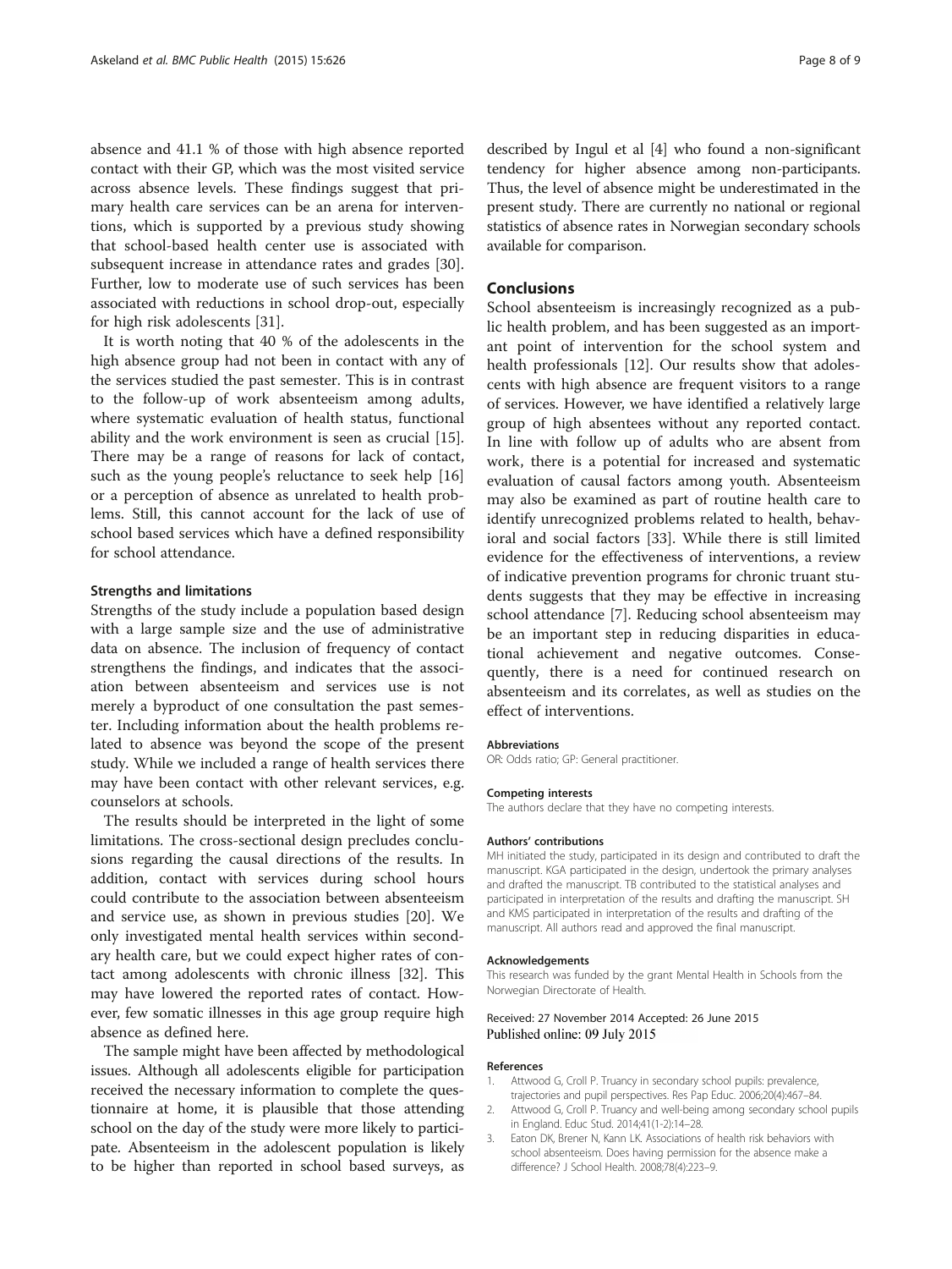absence and 41.1 % of those with high absence reported contact with their GP, which was the most visited service across absence levels. These findings suggest that primary health care services can be an arena for interventions, which is supported by a previous study showing that school-based health center use is associated with subsequent increase in attendance rates and grades [30]. Further, low to moderate use of such services has been associated with reductions in school drop-out, especially for high risk adolescents [31].

It is worth noting that 40 % of the adolescents in the high absence group had not been in contact with any of the services studied the past semester. This is in contrast to the follow-up of work absenteeism among adults, where systematic evaluation of health status, functional ability and the work environment is seen as crucial [15]. There may be a range of reasons for lack of contact, such as the young people's reluctance to seek help [16] or a perception of absence as unrelated to health problems. Still, this cannot account for the lack of use of school based services which have a defined responsibility for school attendance.

### Strengths and limitations

Strengths of the study include a population based design with a large sample size and the use of administrative data on absence. The inclusion of frequency of contact strengthens the findings, and indicates that the association between absenteeism and services use is not merely a byproduct of one consultation the past semester. Including information about the health problems related to absence was beyond the scope of the present study. While we included a range of health services there may have been contact with other relevant services, e.g. counselors at schools.

The results should be interpreted in the light of some limitations. The cross-sectional design precludes conclusions regarding the causal directions of the results. In addition, contact with services during school hours could contribute to the association between absenteeism and service use, as shown in previous studies [20]. We only investigated mental health services within secondary health care, but we could expect higher rates of contact among adolescents with chronic illness [32]. This may have lowered the reported rates of contact. However, few somatic illnesses in this age group require high absence as defined here.

The sample might have been affected by methodological issues. Although all adolescents eligible for participation received the necessary information to complete the questionnaire at home, it is plausible that those attending school on the day of the study were more likely to participate. Absenteeism in the adolescent population is likely to be higher than reported in school based surveys, as described by Ingul et al [4] who found a non-significant tendency for higher absence among non-participants. Thus, the level of absence might be underestimated in the present study. There are currently no national or regional statistics of absence rates in Norwegian secondary schools available for comparison.

## Conclusions

School absenteeism is increasingly recognized as a public health problem, and has been suggested as an important point of intervention for the school system and health professionals [12]. Our results show that adolescents with high absence are frequent visitors to a range of services. However, we have identified a relatively large group of high absentees without any reported contact. In line with follow up of adults who are absent from work, there is a potential for increased and systematic evaluation of causal factors among youth. Absenteeism may also be examined as part of routine health care to identify unrecognized problems related to health, behavioral and social factors [33]. While there is still limited evidence for the effectiveness of interventions, a review of indicative prevention programs for chronic truant students suggests that they may be effective in increasing school attendance [7]. Reducing school absenteeism may be an important step in reducing disparities in educational achievement and negative outcomes. Consequently, there is a need for continued research on absenteeism and its correlates, as well as studies on the effect of interventions.

#### Abbreviations

OR: Odds ratio; GP: General practitioner.

#### Competing interests

The authors declare that they have no competing interests.

#### Authors' contributions

MH initiated the study, participated in its design and contributed to draft the manuscript. KGA participated in the design, undertook the primary analyses and drafted the manuscript. TB contributed to the statistical analyses and participated in interpretation of the results and drafting the manuscript. SH and KMS participated in interpretation of the results and drafting of the manuscript. All authors read and approved the final manuscript.

#### Acknowledgements

This research was funded by the grant Mental Health in Schools from the Norwegian Directorate of Health.

Received: 27 November 2014 Accepted: 26 June 2015
Published online: 09 July 2015

#### References

1. Attwood G, Croll P. Truancy in secondary school pupils: prevalence, trajectories and pupil perspectives. Res Pap Educ. 2006;20(4):467–84.
2. Attwood G, Croll P. Truancy and well-being among secondary school pupils in England. Educ Stud. 2014;41(1-2):14–28.
3. Eaton DK, Brener N, Kann LK. Associations of health risk behaviors with school absenteeism. Does having permission for the absence make a difference? J School Health. 2008;78(4):223–9.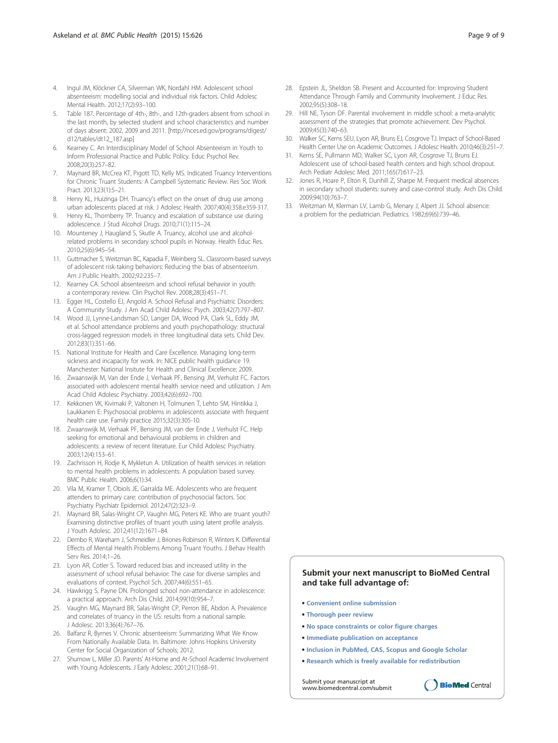4. Ingul JM, Klöckner CA, Silverman WK, Nordahl HM. Adolescent school absenteeism: modelling social and individual risk factors. Child Adolesc Mental Health. 2012;17(2):93–100.
5. Table 187. Percentage of 4th-, 8th-, and 12th-graders absent from school in the last month, by selected student and school characteristics and number of days absent: 2002, 2009 and 2011. [http://nces.ed.gov/programs/digest/d12/tables/dt12_187.asp]
6. Kearney C. An Interdisciplinary Model of School Absenteeism in Youth to Inform Professional Practice and Public Policy. Educ Psychol Rev. 2008;20(3):257–82.
7. Maynard BR, McCrea KT, Pigott TD, Kelly MS. Indicated Truancy Interventions for Chronic Truant Students: A Campbell Systematic Review. Res Soc Work Pract. 2013;23(1):5–21.
8. Henry KL, Huizinga DH. Truancy's effect on the onset of drug use among urban adolescents placed at risk. J Adolesc Health. 2007;40(4):358.e359-317.
9. Henry KL, Thornberry TP. Truancy and escalation of substance use during adolescence. J Stud Alcohol Drugs. 2010;71(1):115–24.
10. Mounteney J, Haugland S, Skutle A. Truancy, alcohol use and alcohol-related problems in secondary school pupils in Norway. Health Educ Res. 2010;25(6):945–54.
11. Guttmacher S, Weitzman BC, Kapadia F, Weinberg SL. Classroom-based surveys of adolescent risk-taking behaviors: Reducing the bias of absenteeism. Am J Public Health. 2002;92:235–7.
12. Kearney CA. School absenteeism and school refusal behavior in youth: a contemporary review. Clin Psychol Rev. 2008;28(3):451–71.
13. Egger HL, Costello EJ, Angold A. School Refusal and Psychiatric Disorders: A Community Study. J Am Acad Child Adolesc Psych. 2003;42(7):797–807.
14. Wood JJ, Lynne-Landsman SD, Langer DA, Wood PA, Clark SL, Eddy JM, et al. School attendance problems and youth psychopathology: structural cross-lagged regression models in three longitudinal data sets. Child Dev. 2012;83(1):351–66.
15. National Institute for Health and Care Excellence. Managing long-term sickness and incapacity for work. In: NICE public health guidance 19. Manchester: National Insitute for Health and Clinical Excellence; 2009.
16. Zwaanswijk M, Van der Ende J, Verhaak PF, Bensing JM, Verhulst FC. Factors associated with adolescent mental health service need and utilization. J Am Acad Child Adolesc Psychiatry. 2003;42(6):692–700.
17. Kekkonen VK, Kivimaki P, Valtonen H, Tolmunen T, Lehto SM, Hintikka J, Laukkanen E: Psychosocial problems in adolescents associate with frequent health care use. Family practice 2015;32(3):305-10.
18. Zwaanswijk M, Verhaak PF, Bensing JM, van der Ende J, Verhulst FC. Help seeking for emotional and behavioural problems in children and adolescents: a review of recent literature. Eur Child Adolesc Psychiatry. 2003;12(4):153–61.
19. Zachrisson H, Rodje K, Mykletun A. Utilization of health services in relation to mental health problems in adolescents: A population based survey. BMC Public Health. 2006;6(1):34.
20. Vila M, Kramer T, Obiols JE, Garralda ME. Adolescents who are frequent attenders to primary care: contribution of psychosocial factors. Soc Psychiatry Psychiatr Epidemiol. 2012;47(2):323–9.
21. Maynard BR, Salas-Wright CP, Vaughn MG, Peters KE. Who are truant youth? Examining distinctive profiles of truant youth using latent profile analysis. J Youth Adolesc. 2012;41(12):1671–84.
22. Dembo R, Wareham J, Schmeidler J, Briones-Robinson R, Winters K. Differential Effects of Mental Health Problems Among Truant Youths. J Behav Health Serv Res. 2014;1–26.
23. Lyon AR, Cotler S. Toward reduced bias and increased utility in the assessment of school refusal behavior: The case for diverse samples and evaluations of context. Psychol Sch. 2007;44(6):551–65.
24. Hawkrigg S, Payne DN. Prolonged school non-attendance in adolescence: a practical approach. Arch Dis Child. 2014;99(10):954–7.
25. Vaughn MG, Maynard BR, Salas-Wright CP, Perron BE, Abdon A. Prevalence and correlates of truancy in the US: results from a national sample. J Adolesc. 2013;36(4):767–76.
26. Balfanz R, Byrnes V. Chronic absenteeism: Summarizing What We Know From Nationally Available Data. In. Baltimore: Johns Hopkins University Center for Social Organization of Schools; 2012.
27. Shumow L, Miller JD. Parents' At-Home and At-School Academic Involvement with Young Adolescents. J Early Adolesc. 2001;21(1):68–91.
28. Epstein JL, Sheldon SB. Present and Accounted for: Improving Student Attendance Through Family and Community Involvement. J Educ Res. 2002;95(5):308–18.
29. Hill NE, Tyson DF. Parental involvement in middle school: a meta-analytic assessment of the strategies that promote achievement. Dev Psychol. 2009;45(3):740–63.
30. Walker SC, Kerns SEU, Lyon AR, Bruns EJ, Cosgrove TJ. Impact of School-Based Health Center Use on Academic Outcomes. J Adolesc Health. 2010;46(3):251–7.
31. Kerns SE, Pullmann MD, Walker SC, Lyon AR, Cosgrove TJ, Bruns EJ. Adolescent use of school-based health centers and high school dropout. Arch Pediatr Adolesc Med. 2011;165(7):617–23.
32. Jones R, Hoare P, Elton R, Dunhill Z, Sharpe M. Frequent medical absences in secondary school students: survey and case-control study. Arch Dis Child. 2009;94(10):763–7.
33. Weitzman M, Klerman LV, Lamb G, Menary J, Alpert JJ. School absence: a problem for the pediatrician. Pediatrics. 1982;69(6):739–46.

**Submit your next manuscript to BioMed Central and take full advantage of:**

- Convenient online submission
- Thorough peer review
- No space constraints or color figure charges
- Immediate publication on acceptance
- Inclusion in PubMed, CAS, Scopus and Google Scholar
- Research which is freely available for redistribution

Submit your manuscript at
www.biomedcentral.com/submit

BioMed Central